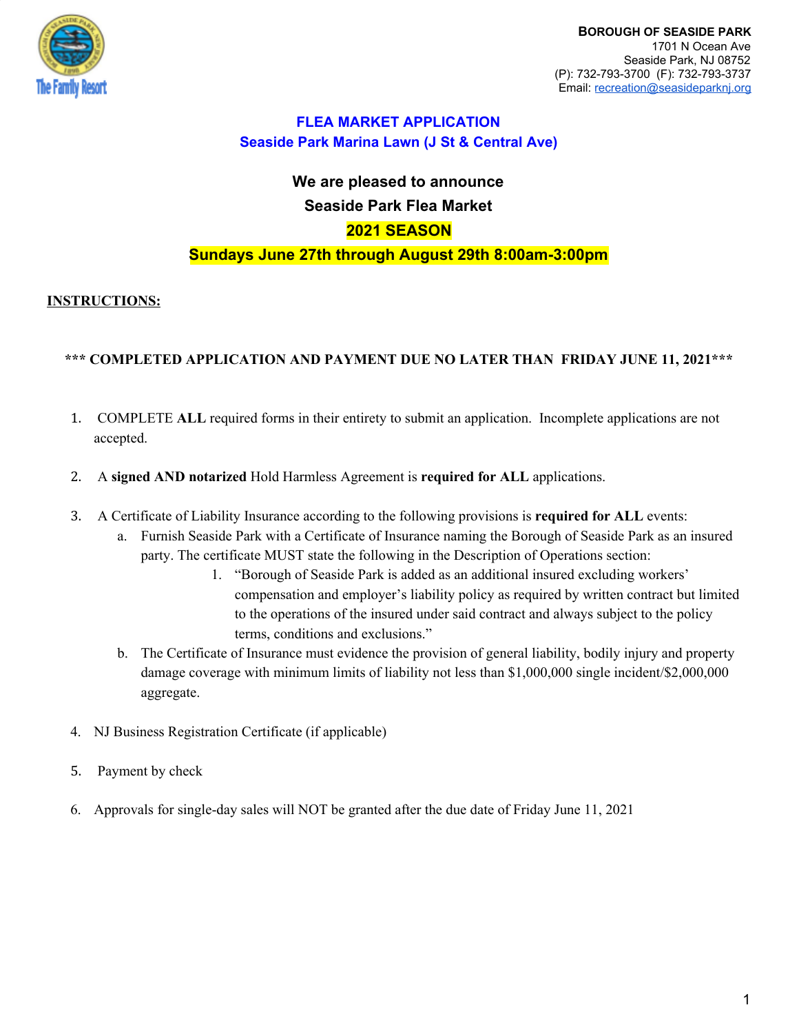**BOROUGH OF SEASIDE PARK**
1701 N Ocean Ave
Seaside Park, NJ 08752
(P): 732-793-3700 (F): 732-793-3737
Email: recreation@seasideparknj.org

# FLEA MARKET APPLICATION
## Seaside Park Marina Lawn (J St & Central Ave)

**We are pleased to announce**
**Seaside Park Flea Market**
**2021 SEASON**
**Sundays June 27th through August 29th 8:00am-3:00pm**

**INSTRUCTIONS:**

**\*\*\* COMPLETED APPLICATION AND PAYMENT DUE NO LATER THAN FRIDAY JUNE 11, 2021\*\*\***

1. COMPLETE **ALL** required forms in their entirety to submit an application. Incomplete applications are not accepted.
2. A **signed AND notarized** Hold Harmless Agreement is **required for ALL** applications.
3. A Certificate of Liability Insurance according to the following provisions is **required for ALL** events:
   a. Furnish Seaside Park with a Certificate of Insurance naming the Borough of Seaside Park as an insured party. The certificate MUST state the following in the Description of Operations section:
      1. "Borough of Seaside Park is added as an additional insured excluding workers' compensation and employer's liability policy as required by written contract but limited to the operations of the insured under said contract and always subject to the policy terms, conditions and exclusions."
   b. The Certificate of Insurance must evidence the provision of general liability, bodily injury and property damage coverage with minimum limits of liability not less than $1,000,000 single incident/$2,000,000 aggregate.
4. NJ Business Registration Certificate (if applicable)
5. Payment by check
6. Approvals for single-day sales will NOT be granted after the due date of Friday June 11, 2021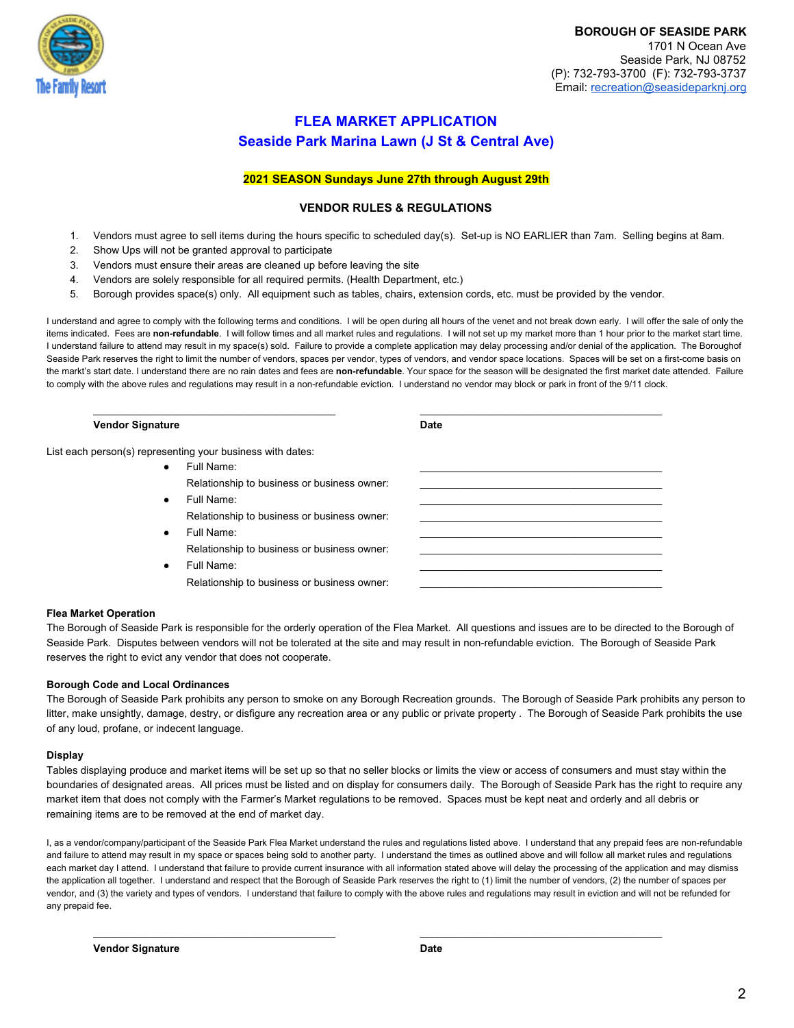**BOROUGH OF SEASIDE PARK**
1701 N Ocean Ave
Seaside Park, NJ 08752
(P): 732-793-3700 (F): 732-793-3737
Email: recreation@seasideparknj.org

# FLEA MARKET APPLICATION
## Seaside Park Marina Lawn (J St & Central Ave)

**2021 SEASON Sundays June 27th through August 29th**

### VENDOR RULES & REGULATIONS

1. Vendors must agree to sell items during the hours specific to scheduled day(s). Set-up is NO EARLIER than 7am. Selling begins at 8am.
2. Show Ups will not be granted approval to participate
3. Vendors must ensure their areas are cleaned up before leaving the site
4. Vendors are solely responsible for all required permits. (Health Department, etc.)
5. Borough provides space(s) only. All equipment such as tables, chairs, extension cords, etc. must be provided by the vendor.

I understand and agree to comply with the following terms and conditions. I will be open during all hours of the venet and not break down early. I will offer the sale of only the items indicated. Fees are **non-refundable**. I will follow times and all market rules and regulations. I will not set up my market more than 1 hour prior to the market start time. I understand failure to attend may result in my space(s) sold. Failure to provide a complete application may delay processing and/or denial of the application. The Boroughof Seaside Park reserves the right to limit the number of vendors, spaces per vendor, types of vendors, and vendor space locations. Spaces will be set on a first-come basis on the markt's start date. I understand there are no rain dates and fees are **non-refundable**. Your space for the season will be designated the first market date attended. Failure to comply with the above rules and regulations may result in a non-refundable eviction. I understand no vendor may block or park in front of the 9/11 clock.

\_\_\_\_\_\_\_\_\_\_\_\_\_\_\_\_\_\_\_\_\_\_\_\_\_\_\_\_\_\_\_\_ \_\_\_\_\_\_\_\_\_\_\_\_\_\_\_\_\_\_\_\_\_\_\_\_\_\_\_\_\_\_\_\_

**Vendor Signature** **Date**

List each person(s) representing your business with dates:

- Full Name: \_\_\_\_\_\_\_\_\_\_\_\_\_\_\_\_\_\_\_\_\_\_\_\_\_\_\_\_\_\_\_\_
  Relationship to business or business owner: \_\_\_\_\_\_\_\_\_\_\_\_\_\_\_\_\_\_\_\_\_\_\_\_\_\_\_\_\_\_\_\_
- Full Name: \_\_\_\_\_\_\_\_\_\_\_\_\_\_\_\_\_\_\_\_\_\_\_\_\_\_\_\_\_\_\_\_
  Relationship to business or business owner: \_\_\_\_\_\_\_\_\_\_\_\_\_\_\_\_\_\_\_\_\_\_\_\_\_\_\_\_\_\_\_\_
- Full Name: \_\_\_\_\_\_\_\_\_\_\_\_\_\_\_\_\_\_\_\_\_\_\_\_\_\_\_\_\_\_\_\_
  Relationship to business or business owner: \_\_\_\_\_\_\_\_\_\_\_\_\_\_\_\_\_\_\_\_\_\_\_\_\_\_\_\_\_\_\_\_
- Full Name: \_\_\_\_\_\_\_\_\_\_\_\_\_\_\_\_\_\_\_\_\_\_\_\_\_\_\_\_\_\_\_\_
  Relationship to business or business owner: \_\_\_\_\_\_\_\_\_\_\_\_\_\_\_\_\_\_\_\_\_\_\_\_\_\_\_\_\_\_\_\_

**Flea Market Operation**

The Borough of Seaside Park is responsible for the orderly operation of the Flea Market. All questions and issues are to be directed to the Borough of Seaside Park. Disputes between vendors will not be tolerated at the site and may result in non-refundable eviction. The Borough of Seaside Park reserves the right to evict any vendor that does not cooperate.

**Borough Code and Local Ordinances**

The Borough of Seaside Park prohibits any person to smoke on any Borough Recreation grounds. The Borough of Seaside Park prohibits any person to litter, make unsightly, damage, destry, or disfigure any recreation area or any public or private property . The Borough of Seaside Park prohibits the use of any loud, profane, or indecent language.

**Display**

Tables displaying produce and market items will be set up so that no seller blocks or limits the view or access of consumers and must stay within the boundaries of designated areas. All prices must be listed and on display for consumers daily. The Borough of Seaside Park has the right to require any market item that does not comply with the Farmer's Market regulations to be removed. Spaces must be kept neat and orderly and all debris or remaining items are to be removed at the end of market day.

I, as a vendor/company/participant of the Seaside Park Flea Market understand the rules and regulations listed above. I understand that any prepaid fees are non-refundable and failure to attend may result in my space or spaces being sold to another party. I understand the times as outlined above and will follow all market rules and regulations each market day I attend. I understand that failure to provide current insurance with all information stated above will delay the processing of the application and may dismiss the application all together. I understand and respect that the Borough of Seaside Park reserves the right to (1) limit the number of vendors, (2) the number of spaces per vendor, and (3) the variety and types of vendors. I understand that failure to comply with the above rules and regulations may result in eviction and will not be refunded for any prepaid fee.

\_\_\_\_\_\_\_\_\_\_\_\_\_\_\_\_\_\_\_\_\_\_\_\_\_\_\_\_\_\_\_\_ \_\_\_\_\_\_\_\_\_\_\_\_\_\_\_\_\_\_\_\_\_\_\_\_\_\_\_\_\_\_\_\_

**Vendor Signature** **Date**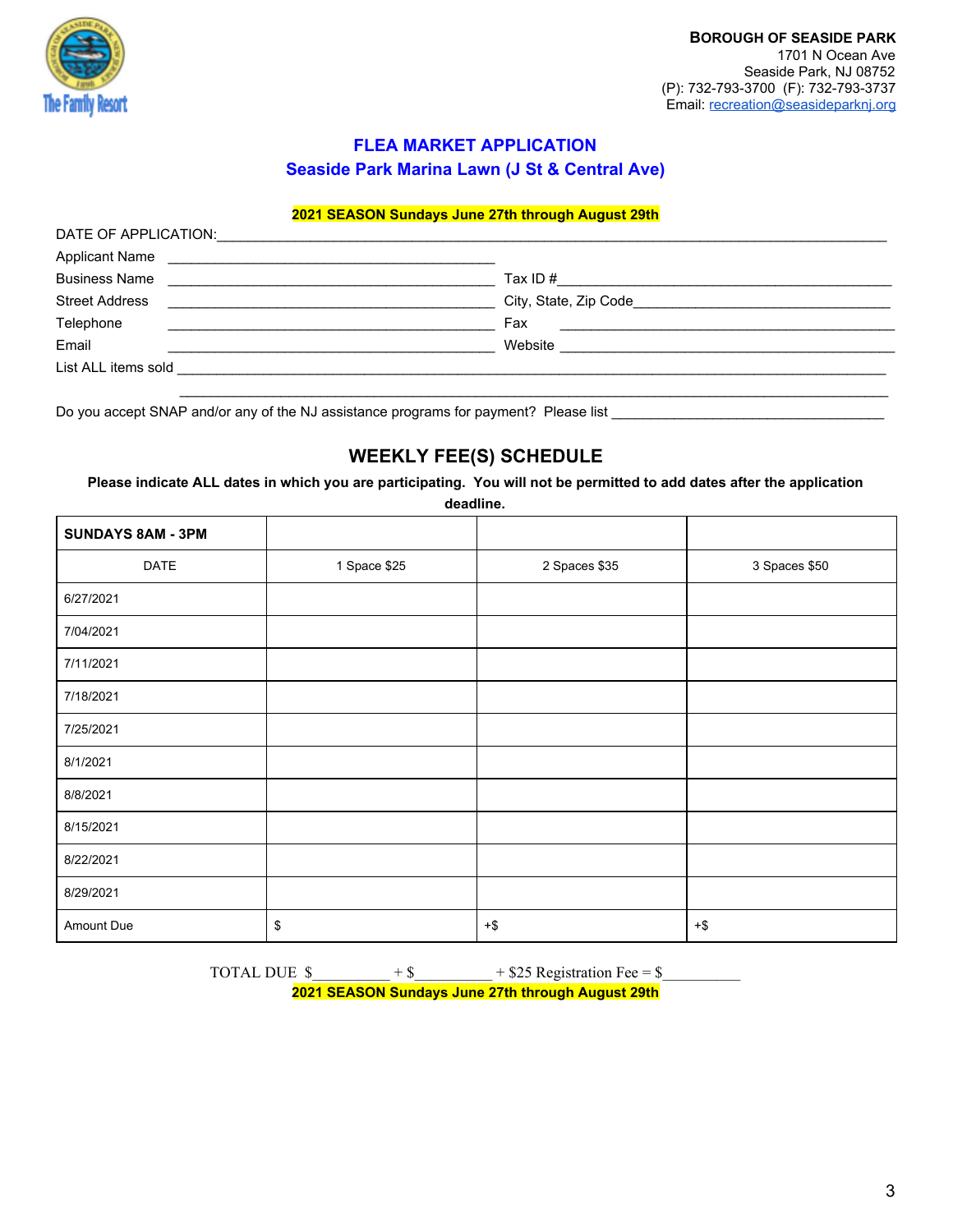**BOROUGH OF SEASIDE PARK**
1701 N Ocean Ave
Seaside Park, NJ 08752
(P): 732-793-3700 (F): 732-793-3737
Email: recreation@seasideparknj.org

# FLEA MARKET APPLICATION

## Seaside Park Marina Lawn (J St & Central Ave)

**2021 SEASON Sundays June 27th through August 29th**

DATE OF APPLICATION:______________________________________________________________

Applicant Name ________________________________________

Business Name ________________________________________ Tax ID #________________________________________

Street Address ________________________________________ City, State, Zip Code________________________________

Telephone ________________________________________ Fax ________________________________________

Email ________________________________________ Website ________________________________________

List ALL items sold ______________________________________________________________________________

______________________________________________________________________________

Do you accept SNAP and/or any of the NJ assistance programs for payment? Please list ___________________________________

## WEEKLY FEE(S) SCHEDULE

**Please indicate ALL dates in which you are participating. You will not be permitted to add dates after the application deadline.**

| SUNDAYS 8AM - 3PM | | | |
|---|---|---|---|
| DATE | 1 Space $25 | 2 Spaces $35 | 3 Spaces $50 |
| 6/27/2021 | | | |
| 7/04/2021 | | | |
| 7/11/2021 | | | |
| 7/18/2021 | | | |
| 7/25/2021 | | | |
| 8/1/2021 | | | |
| 8/8/2021 | | | |
| 8/15/2021 | | | |
| 8/22/2021 | | | |
| 8/29/2021 | | | |
| Amount Due | $ | +$ | +$ |

TOTAL DUE $__________ + $__________ + $25 Registration Fee = $__________

**2021 SEASON Sundays June 27th through August 29th**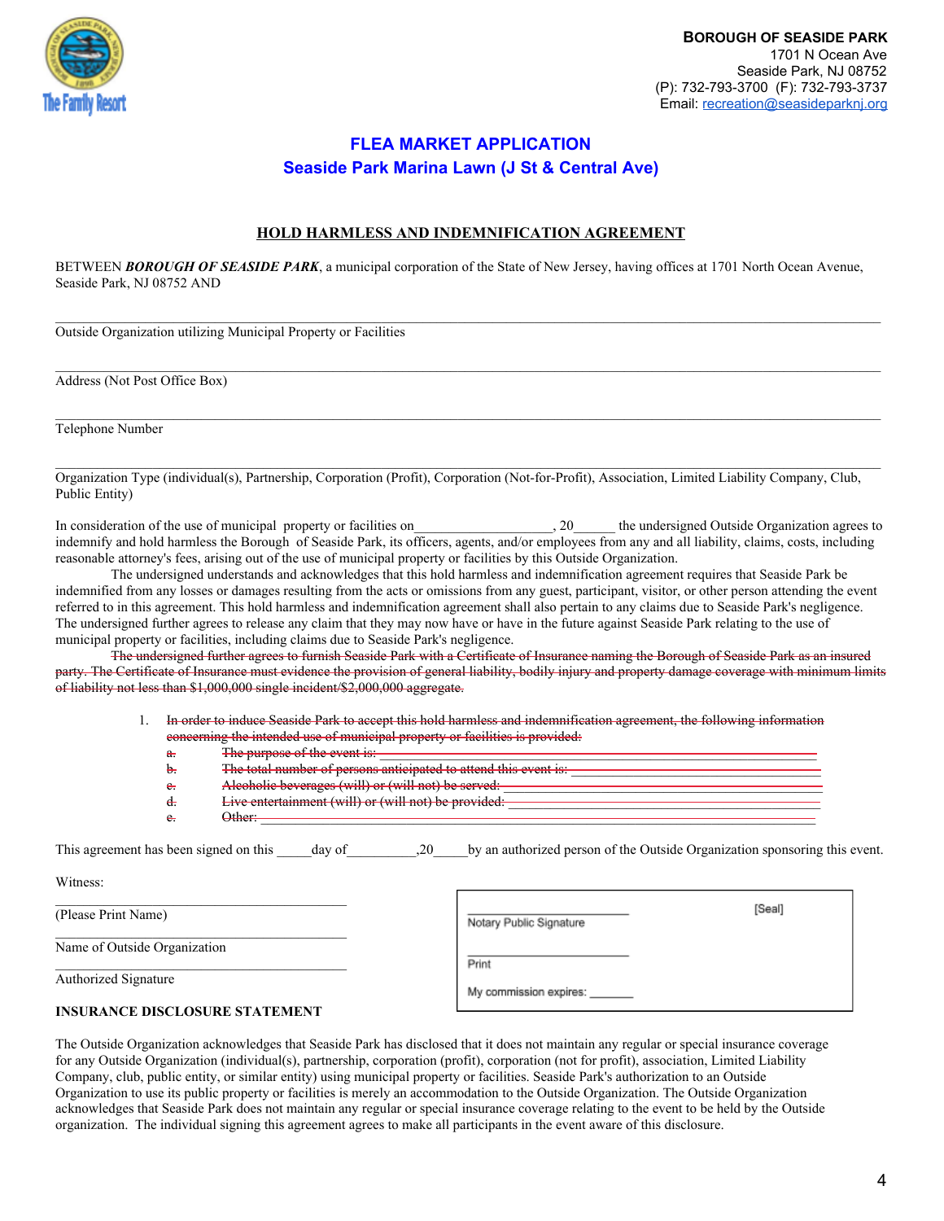**BOROUGH OF SEASIDE PARK**
1701 N Ocean Ave
Seaside Park, NJ 08752
(P): 732-793-3700 (F): 732-793-3737
Email: recreation@seasideparknj.org

## FLEA MARKET APPLICATION
## Seaside Park Marina Lawn (J St & Central Ave)

### HOLD HARMLESS AND INDEMNIFICATION AGREEMENT

BETWEEN ***BOROUGH OF SEASIDE PARK***, a municipal corporation of the State of New Jersey, having offices at 1701 North Ocean Avenue, Seaside Park, NJ 08752 AND

______________________________________________________________________________
Outside Organization utilizing Municipal Property or Facilities

______________________________________________________________________________
Address (Not Post Office Box)

______________________________________________________________________________
Telephone Number

______________________________________________________________________________
Organization Type (individual(s), Partnership, Corporation (Profit), Corporation (Not-for-Profit), Association, Limited Liability Company, Club, Public Entity)

In consideration of the use of municipal property or facilities on___________________, 20______ the undersigned Outside Organization agrees to indemnify and hold harmless the Borough of Seaside Park, its officers, agents, and/or employees from any and all liability, claims, costs, including reasonable attorney's fees, arising out of the use of municipal property or facilities by this Outside Organization.

The undersigned understands and acknowledges that this hold harmless and indemnification agreement requires that Seaside Park be indemnified from any losses or damages resulting from the acts or omissions from any guest, participant, visitor, or other person attending the event referred to in this agreement. This hold harmless and indemnification agreement shall also pertain to any claims due to Seaside Park's negligence. The undersigned further agrees to release any claim that they may now have or have in the future against Seaside Park relating to the use of municipal property or facilities, including claims due to Seaside Park's negligence.

~~The undersigned further agrees to furnish Seaside Park with a Certificate of Insurance naming the Borough of Seaside Park as an insured party. The Certificate of Insurance must evidence the provision of general liability, bodily injury and property damage coverage with minimum limits of liability not less than $1,000,000 single incident/$2,000,000 aggregate.~~

1. ~~In order to induce Seaside Park to accept this hold harmless and indemnification agreement, the following information concerning the intended use of municipal property or facilities is provided:~~
   - ~~a. The purpose of the event is: ________________________________________________~~
   - ~~b. The total number of persons anticipated to attend this event is: ______________________~~
   - ~~c. Alcoholic beverages (will) or (will not) be served: _______________________________~~
   - ~~d. Live entertainment (will) or (will not) be provided: ______________________________~~
   - ~~e. Other: ____________________________________________________________________~~

This agreement has been signed on this _____day of__________,20_____by an authorized person of the Outside Organization sponsoring this event.

Witness:

______________________________
(Please Print Name)

______________________________
Name of Outside Organization

______________________________
Authorized Signature

________________________ [Seal]
Notary Public Signature

________________________
Print

My commission expires: _______

**INSURANCE DISCLOSURE STATEMENT**

The Outside Organization acknowledges that Seaside Park has disclosed that it does not maintain any regular or special insurance coverage for any Outside Organization (individual(s), partnership, corporation (profit), corporation (not for profit), association, Limited Liability Company, club, public entity, or similar entity) using municipal property or facilities. Seaside Park's authorization to an Outside Organization to use its public property or facilities is merely an accommodation to the Outside Organization. The Outside Organization acknowledges that Seaside Park does not maintain any regular or special insurance coverage relating to the event to be held by the Outside organization. The individual signing this agreement agrees to make all participants in the event aware of this disclosure.